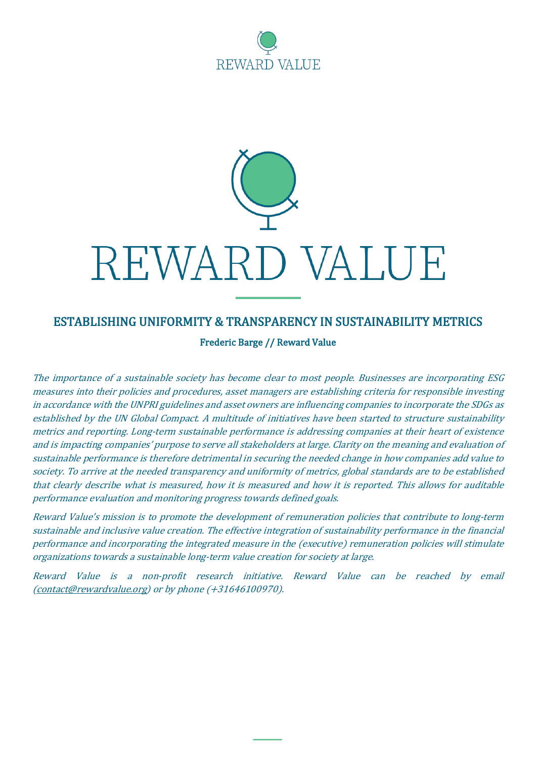REWARD VALUE

# REWARD VALUE

## ESTABLISHING UNIFORMITY & TRANSPARENCY IN SUSTAINABILITY METRICS

**Frederic Barge // Reward Value**

*The importance of a sustainable society has become clear to most people. Businesses are incorporating ESG measures into their policies and procedures, asset managers are establishing criteria for responsible investing in accordance with the UNPRI guidelines and asset owners are influencing companies to incorporate the SDGs as established by the UN Global Compact. A multitude of initiatives have been started to structure sustainability metrics and reporting. Long-term sustainable performance is addressing companies at their heart of existence and is impacting companies' purpose to serve all stakeholders at large. Clarity on the meaning and evaluation of sustainable performance is therefore detrimental in securing the needed change in how companies add value to society. To arrive at the needed transparency and uniformity of metrics, global standards are to be established that clearly describe what is measured, how it is measured and how it is reported. This allows for auditable performance evaluation and monitoring progress towards defined goals.*

*Reward Value's mission is to promote the development of remuneration policies that contribute to long-term sustainable and inclusive value creation. The effective integration of sustainability performance in the financial performance and incorporating the integrated measure in the (executive) remuneration policies will stimulate organizations towards a sustainable long-term value creation for society at large.*

*Reward Value is a non-profit research initiative. Reward Value can be reached by email (contact@rewardvalue.org) or by phone (+31646100970).*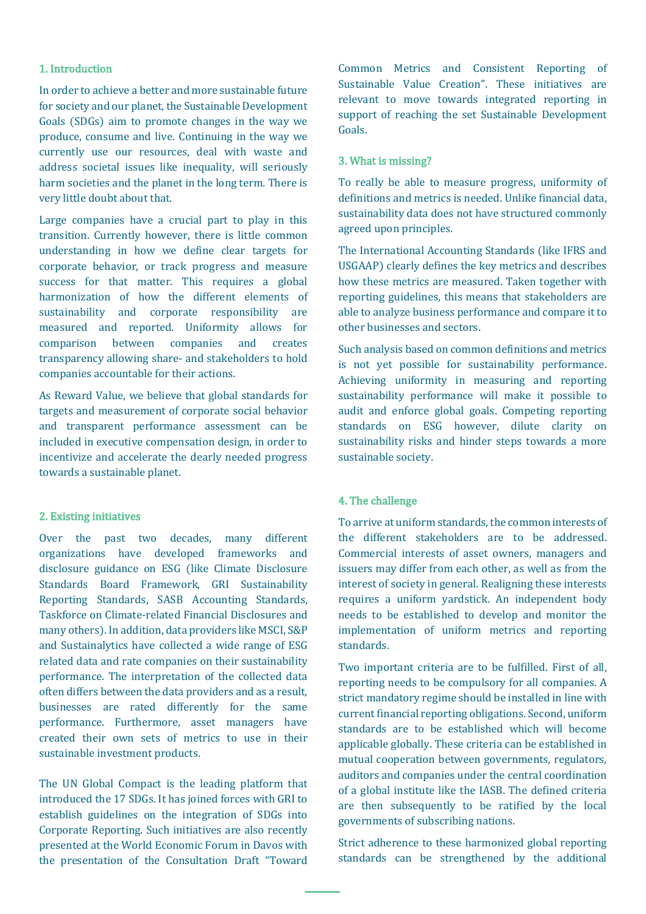## 1. Introduction

In order to achieve a better and more sustainable future for society and our planet, the Sustainable Development Goals (SDGs) aim to promote changes in the way we produce, consume and live. Continuing in the way we currently use our resources, deal with waste and address societal issues like inequality, will seriously harm societies and the planet in the long term. There is very little doubt about that.

Large companies have a crucial part to play in this transition. Currently however, there is little common understanding in how we define clear targets for corporate behavior, or track progress and measure success for that matter. This requires a global harmonization of how the different elements of sustainability and corporate responsibility are measured and reported. Uniformity allows for comparison between companies and creates transparency allowing share- and stakeholders to hold companies accountable for their actions.

As Reward Value, we believe that global standards for targets and measurement of corporate social behavior and transparent performance assessment can be included in executive compensation design, in order to incentivize and accelerate the dearly needed progress towards a sustainable planet.

## 2. Existing initiatives

Over the past two decades, many different organizations have developed frameworks and disclosure guidance on ESG (like Climate Disclosure Standards Board Framework, GRI Sustainability Reporting Standards, SASB Accounting Standards, Taskforce on Climate-related Financial Disclosures and many others). In addition, data providers like MSCI, S&P and Sustainalytics have collected a wide range of ESG related data and rate companies on their sustainability performance. The interpretation of the collected data often differs between the data providers and as a result, businesses are rated differently for the same performance. Furthermore, asset managers have created their own sets of metrics to use in their sustainable investment products.

The UN Global Compact is the leading platform that introduced the 17 SDGs. It has joined forces with GRI to establish guidelines on the integration of SDGs into Corporate Reporting. Such initiatives are also recently presented at the World Economic Forum in Davos with the presentation of the Consultation Draft "Toward Common Metrics and Consistent Reporting of Sustainable Value Creation". These initiatives are relevant to move towards integrated reporting in support of reaching the set Sustainable Development Goals.

## 3. What is missing?

To really be able to measure progress, uniformity of definitions and metrics is needed. Unlike financial data, sustainability data does not have structured commonly agreed upon principles.

The International Accounting Standards (like IFRS and USGAAP) clearly defines the key metrics and describes how these metrics are measured. Taken together with reporting guidelines, this means that stakeholders are able to analyze business performance and compare it to other businesses and sectors.

Such analysis based on common definitions and metrics is not yet possible for sustainability performance. Achieving uniformity in measuring and reporting sustainability performance will make it possible to audit and enforce global goals. Competing reporting standards on ESG however, dilute clarity on sustainability risks and hinder steps towards a more sustainable society.

## 4. The challenge

To arrive at uniform standards, the common interests of the different stakeholders are to be addressed. Commercial interests of asset owners, managers and issuers may differ from each other, as well as from the interest of society in general. Realigning these interests requires a uniform yardstick. An independent body needs to be established to develop and monitor the implementation of uniform metrics and reporting standards.

Two important criteria are to be fulfilled. First of all, reporting needs to be compulsory for all companies. A strict mandatory regime should be installed in line with current financial reporting obligations. Second, uniform standards are to be established which will become applicable globally. These criteria can be established in mutual cooperation between governments, regulators, auditors and companies under the central coordination of a global institute like the IASB. The defined criteria are then subsequently to be ratified by the local governments of subscribing nations.

Strict adherence to these harmonized global reporting standards can be strengthened by the additional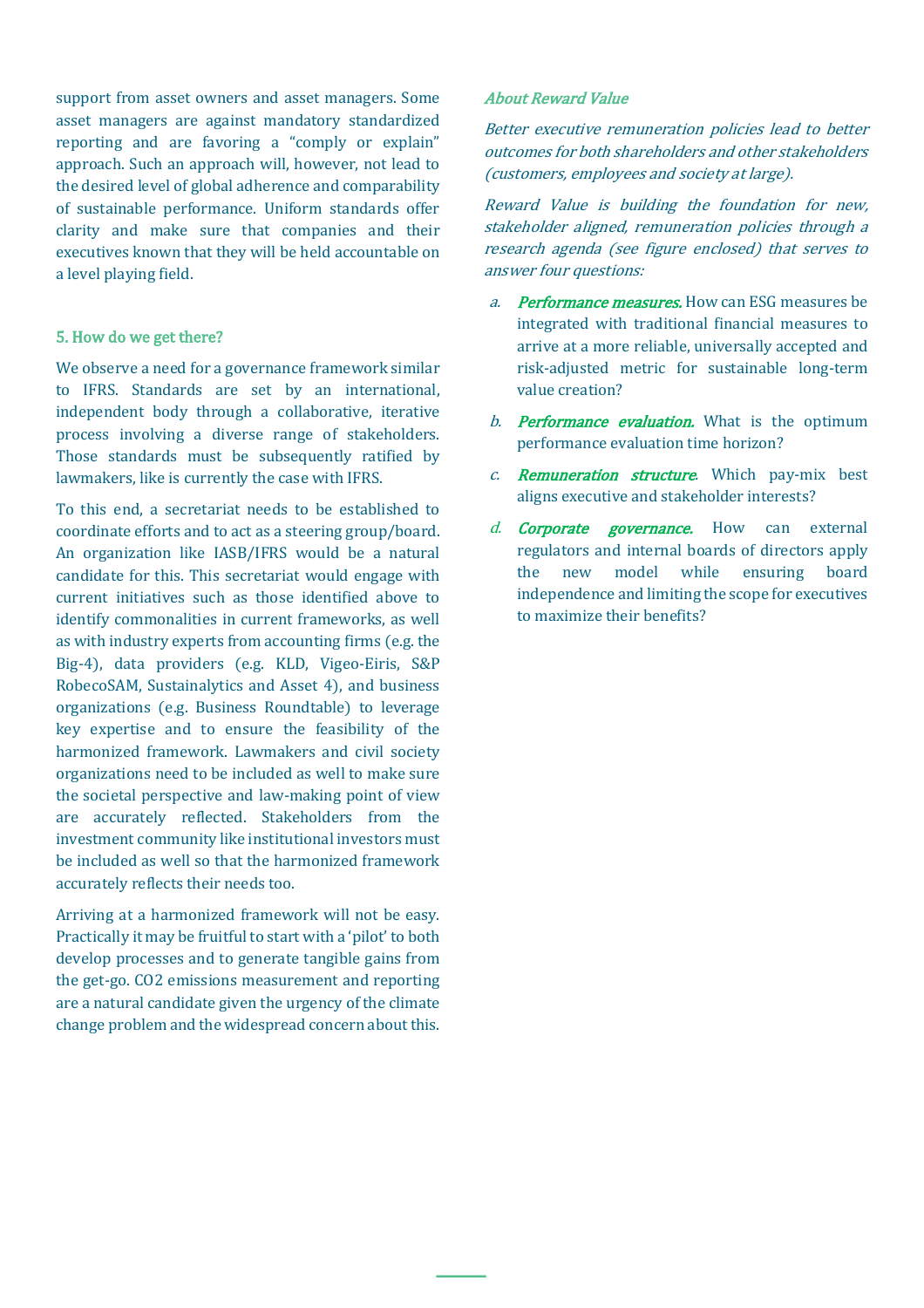support from asset owners and asset managers. Some asset managers are against mandatory standardized reporting and are favoring a "comply or explain" approach. Such an approach will, however, not lead to the desired level of global adherence and comparability of sustainable performance. Uniform standards offer clarity and make sure that companies and their executives known that they will be held accountable on a level playing field.

## 5. How do we get there?

We observe a need for a governance framework similar to IFRS. Standards are set by an international, independent body through a collaborative, iterative process involving a diverse range of stakeholders. Those standards must be subsequently ratified by lawmakers, like is currently the case with IFRS.

To this end, a secretariat needs to be established to coordinate efforts and to act as a steering group/board. An organization like IASB/IFRS would be a natural candidate for this. This secretariat would engage with current initiatives such as those identified above to identify commonalities in current frameworks, as well as with industry experts from accounting firms (e.g. the Big-4), data providers (e.g. KLD, Vigeo-Eiris, S&P RobecoSAM, Sustainalytics and Asset 4), and business organizations (e.g. Business Roundtable) to leverage key expertise and to ensure the feasibility of the harmonized framework. Lawmakers and civil society organizations need to be included as well to make sure the societal perspective and law-making point of view are accurately reflected. Stakeholders from the investment community like institutional investors must be included as well so that the harmonized framework accurately reflects their needs too.

Arriving at a harmonized framework will not be easy. Practically it may be fruitful to start with a 'pilot' to both develop processes and to generate tangible gains from the get-go. $CO_2$ emissions measurement and reporting are a natural candidate given the urgency of the climate change problem and the widespread concern about this.

### *About Reward Value*

*Better executive remuneration policies lead to better outcomes for both shareholders and other stakeholders (customers, employees and society at large).*

*Reward Value is building the foundation for new, stakeholder aligned, remuneration policies through a research agenda (see figure enclosed) that serves to answer four questions:*

*a.* ***Performance measures.*** How can ESG measures be integrated with traditional financial measures to arrive at a more reliable, universally accepted and risk-adjusted metric for sustainable long-term value creation?

*b.* ***Performance evaluation.*** What is the optimum performance evaluation time horizon?

*c.* ***Remuneration structure.*** Which pay-mix best aligns executive and stakeholder interests?

*d.* ***Corporate governance.*** How can external regulators and internal boards of directors apply the new model while ensuring board independence and limiting the scope for executives to maximize their benefits?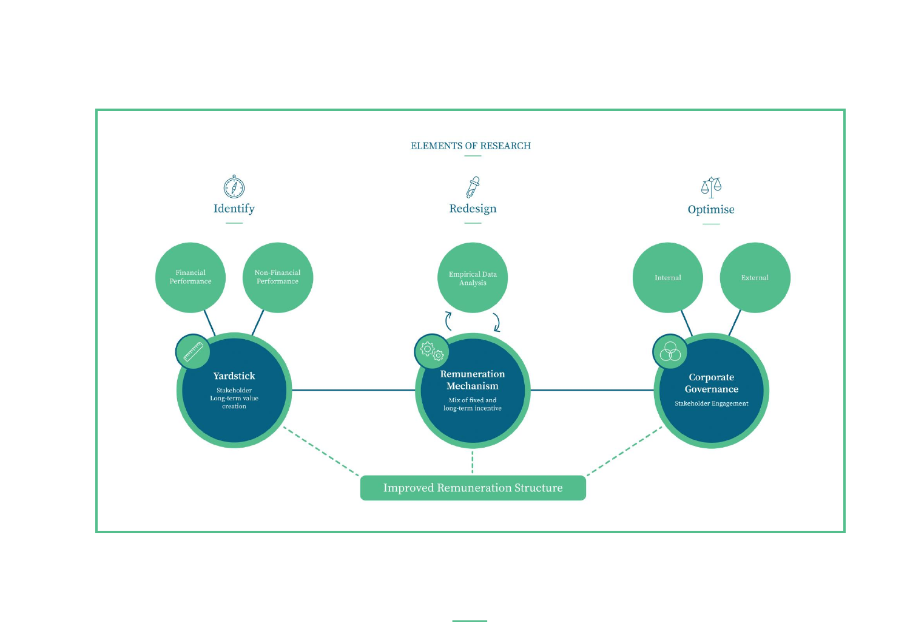ELEMENTS OF RESEARCH

Identify

Redesign

Optimise

Financial Performance

Non-Financial Performance

Empirical Data Analysis

Internal

External

Yardstick

Stakeholder Long-term value creation

Remuneration Mechanism

Mix of fixed and long-term incentive

Corporate Governance

Stakeholder Engagement

Improved Remuneration Structure